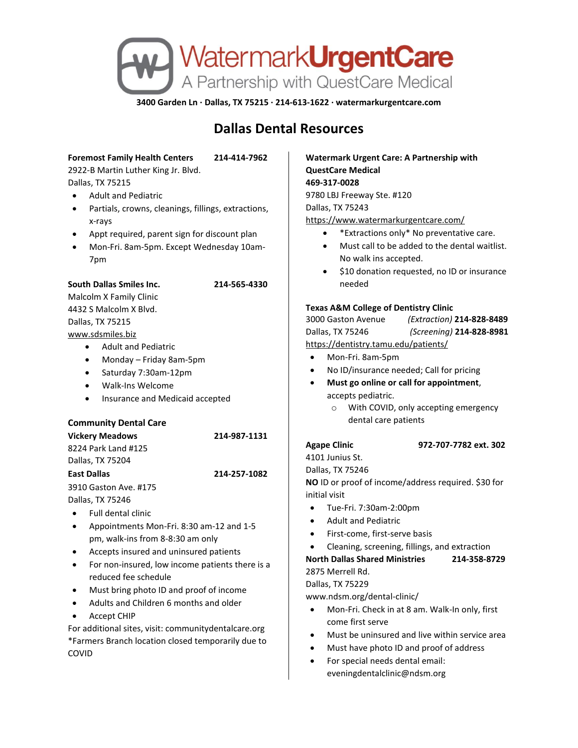# WatermarkUrgentCare

A Partnership with QuestCare Medical

**3400 Garden Ln · Dallas, TX 75215 · 214-613-1622 · watermarkurgentcare.com**

## Dallas Dental Resources

**Foremost Family Health Centers** **214-414-7962**
2922-B Martin Luther King Jr. Blvd.
Dallas, TX 75215

- Adult and Pediatric
- Partials, crowns, cleanings, fillings, extractions, x-rays
- Appt required, parent sign for discount plan
- Mon-Fri. 8am-5pm. Except Wednesday 10am-7pm

**South Dallas Smiles Inc.** **214-565-4330**
Malcolm X Family Clinic
4432 S Malcolm X Blvd.
Dallas, TX 75215
www.sdsmiles.biz

- Adult and Pediatric
- Monday – Friday 8am-5pm
- Saturday 7:30am-12pm
- Walk-Ins Welcome
- Insurance and Medicaid accepted

**Community Dental Care**

**Vickery Meadows** **214-987-1131**
8224 Park Land #125
Dallas, TX 75204

**East Dallas** **214-257-1082**
3910 Gaston Ave. #175
Dallas, TX 75246

- Full dental clinic
- Appointments Mon-Fri. 8:30 am-12 and 1-5 pm, walk-ins from 8-8:30 am only
- Accepts insured and uninsured patients
- For non-insured, low income patients there is a reduced fee schedule
- Must bring photo ID and proof of income
- Adults and Children 6 months and older
- Accept CHIP

For additional sites, visit: communitydentalcare.org
*Farmers Branch location closed temporarily due to COVID

**Watermark Urgent Care: A Partnership with QuestCare Medical**
**469-317-0028**
9780 LBJ Freeway Ste. #120
Dallas, TX 75243
https://www.watermarkurgentcare.com/

- *Extractions only* No preventative care.
- Must call to be added to the dental waitlist. No walk ins accepted.
- $10 donation requested, no ID or insurance needed

**Texas A&M College of Dentistry Clinic**
3000 Gaston Avenue *(Extraction)* **214-828-8489**
Dallas, TX 75246 *(Screening)* **214-828-8981**
https://dentistry.tamu.edu/patients/

- Mon-Fri. 8am-5pm
- No ID/insurance needed; Call for pricing
- **Must go online or call for appointment**, accepts pediatric.
  - With COVID, only accepting emergency dental care patients

**Agape Clinic** **972-707-7782 ext. 302**
4101 Junius St.
Dallas, TX 75246
**NO** ID or proof of income/address required. $30 for initial visit

- Tue-Fri. 7:30am-2:00pm
- Adult and Pediatric
- First-come, first-serve basis
- Cleaning, screening, fillings, and extraction

**North Dallas Shared Ministries** **214-358-8729**
2875 Merrell Rd.
Dallas, TX 75229
www.ndsm.org/dental-clinic/

- Mon-Fri. Check in at 8 am. Walk-In only, first come first serve
- Must be uninsured and live within service area
- Must have photo ID and proof of address
- For special needs dental email: eveningdentalclinic@ndsm.org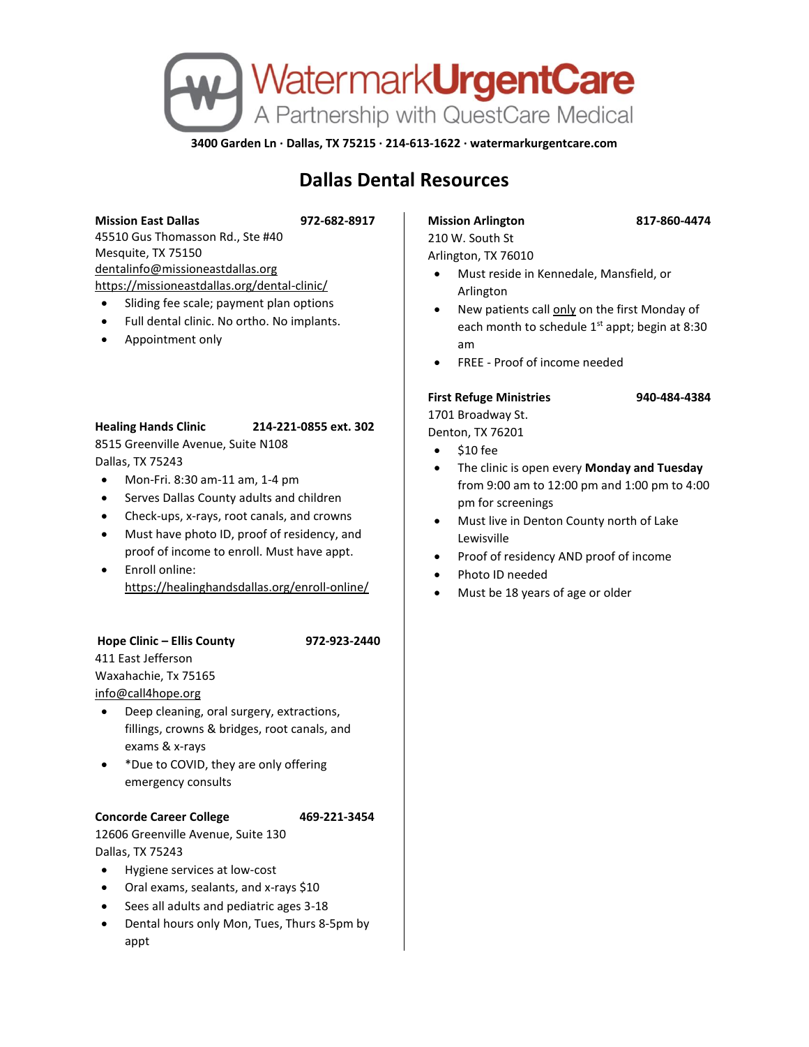# WatermarkUrgentCare

A Partnership with QuestCare Medical

**3400 Garden Ln · Dallas, TX 75215 · 214-613-1622 · watermarkurgentcare.com**

## Dallas Dental Resources

**Mission East Dallas** **972-682-8917**
45510 Gus Thomasson Rd., Ste #40
Mesquite, TX 75150
dentalinfo@missioneastdallas.org
https://missioneastdallas.org/dental-clinic/

- Sliding fee scale; payment plan options
- Full dental clinic. No ortho. No implants.
- Appointment only

**Healing Hands Clinic** **214-221-0855 ext. 302**
8515 Greenville Avenue, Suite N108
Dallas, TX 75243

- Mon-Fri. 8:30 am-11 am, 1-4 pm
- Serves Dallas County adults and children
- Check-ups, x-rays, root canals, and crowns
- Must have photo ID, proof of residency, and proof of income to enroll. Must have appt.
- Enroll online: https://healinghandsdallas.org/enroll-online/

**Hope Clinic – Ellis County** **972-923-2440**
411 East Jefferson
Waxahachie, Tx 75165
info@call4hope.org

- Deep cleaning, oral surgery, extractions, fillings, crowns & bridges, root canals, and exams & x-rays
- *Due to COVID, they are only offering emergency consults

**Concorde Career College** **469-221-3454**
12606 Greenville Avenue, Suite 130
Dallas, TX 75243

- Hygiene services at low-cost
- Oral exams, sealants, and x-rays $10
- Sees all adults and pediatric ages 3-18
- Dental hours only Mon, Tues, Thurs 8-5pm by appt

**Mission Arlington** **817-860-4474**
210 W. South St
Arlington, TX 76010

- Must reside in Kennedale, Mansfield, or Arlington
- New patients call only on the first Monday of each month to schedule 1st appt; begin at 8:30 am
- FREE - Proof of income needed

**First Refuge Ministries** **940-484-4384**
1701 Broadway St.
Denton, TX 76201

- $10 fee
- The clinic is open every **Monday and Tuesday** from 9:00 am to 12:00 pm and 1:00 pm to 4:00 pm for screenings
- Must live in Denton County north of Lake Lewisville
- Proof of residency AND proof of income
- Photo ID needed
- Must be 18 years of age or older